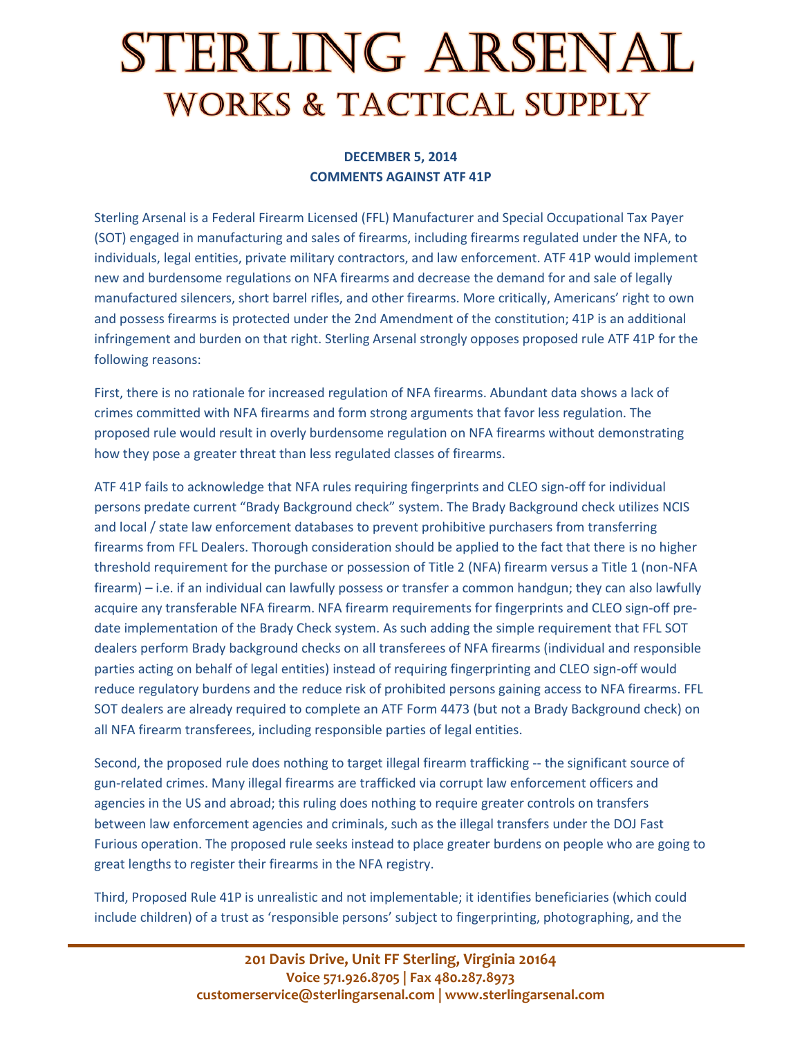# STERLING ARSENAL
## WORKS & TACTICAL SUPPLY

**DECEMBER 5, 2014**
**COMMENTS AGAINST ATF 41P**

Sterling Arsenal is a Federal Firearm Licensed (FFL) Manufacturer and Special Occupational Tax Payer (SOT) engaged in manufacturing and sales of firearms, including firearms regulated under the NFA, to individuals, legal entities, private military contractors, and law enforcement. ATF 41P would implement new and burdensome regulations on NFA firearms and decrease the demand for and sale of legally manufactured silencers, short barrel rifles, and other firearms. More critically, Americans' right to own and possess firearms is protected under the 2nd Amendment of the constitution; 41P is an additional infringement and burden on that right. Sterling Arsenal strongly opposes proposed rule ATF 41P for the following reasons:

First, there is no rationale for increased regulation of NFA firearms. Abundant data shows a lack of crimes committed with NFA firearms and form strong arguments that favor less regulation. The proposed rule would result in overly burdensome regulation on NFA firearms without demonstrating how they pose a greater threat than less regulated classes of firearms.

ATF 41P fails to acknowledge that NFA rules requiring fingerprints and CLEO sign-off for individual persons predate current "Brady Background check" system. The Brady Background check utilizes NCIS and local / state law enforcement databases to prevent prohibitive purchasers from transferring firearms from FFL Dealers. Thorough consideration should be applied to the fact that there is no higher threshold requirement for the purchase or possession of Title 2 (NFA) firearm versus a Title 1 (non-NFA firearm) – i.e. if an individual can lawfully possess or transfer a common handgun; they can also lawfully acquire any transferable NFA firearm. NFA firearm requirements for fingerprints and CLEO sign-off pre-date implementation of the Brady Check system. As such adding the simple requirement that FFL SOT dealers perform Brady background checks on all transferees of NFA firearms (individual and responsible parties acting on behalf of legal entities) instead of requiring fingerprinting and CLEO sign-off would reduce regulatory burdens and the reduce risk of prohibited persons gaining access to NFA firearms. FFL SOT dealers are already required to complete an ATF Form 4473 (but not a Brady Background check) on all NFA firearm transferees, including responsible parties of legal entities.

Second, the proposed rule does nothing to target illegal firearm trafficking -- the significant source of gun-related crimes. Many illegal firearms are trafficked via corrupt law enforcement officers and agencies in the US and abroad; this ruling does nothing to require greater controls on transfers between law enforcement agencies and criminals, such as the illegal transfers under the DOJ Fast Furious operation. The proposed rule seeks instead to place greater burdens on people who are going to great lengths to register their firearms in the NFA registry.

Third, Proposed Rule 41P is unrealistic and not implementable; it identifies beneficiaries (which could include children) of a trust as 'responsible persons' subject to fingerprinting, photographing, and the

201 Davis Drive, Unit FF Sterling, Virginia 20164
Voice 571.926.8705 | Fax 480.287.8973
customerservice@sterlingarsenal.com | www.sterlingarsenal.com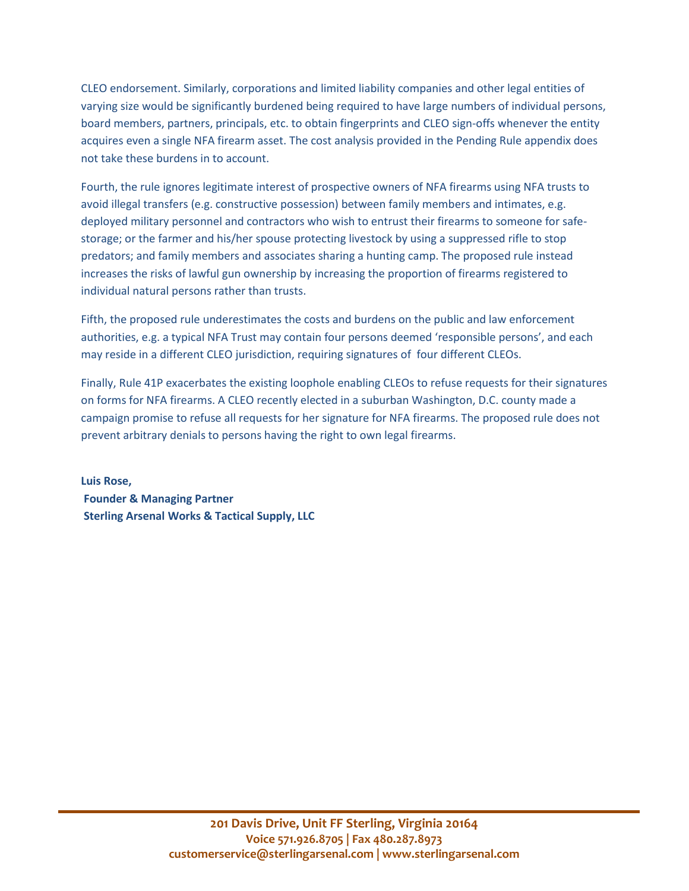CLEO endorsement. Similarly, corporations and limited liability companies and other legal entities of varying size would be significantly burdened being required to have large numbers of individual persons, board members, partners, principals, etc. to obtain fingerprints and CLEO sign-offs whenever the entity acquires even a single NFA firearm asset. The cost analysis provided in the Pending Rule appendix does not take these burdens in to account.

Fourth, the rule ignores legitimate interest of prospective owners of NFA firearms using NFA trusts to avoid illegal transfers (e.g. constructive possession) between family members and intimates, e.g. deployed military personnel and contractors who wish to entrust their firearms to someone for safe-storage; or the farmer and his/her spouse protecting livestock by using a suppressed rifle to stop predators; and family members and associates sharing a hunting camp. The proposed rule instead increases the risks of lawful gun ownership by increasing the proportion of firearms registered to individual natural persons rather than trusts.

Fifth, the proposed rule underestimates the costs and burdens on the public and law enforcement authorities, e.g. a typical NFA Trust may contain four persons deemed 'responsible persons', and each may reside in a different CLEO jurisdiction, requiring signatures of four different CLEOs.

Finally, Rule 41P exacerbates the existing loophole enabling CLEOs to refuse requests for their signatures on forms for NFA firearms. A CLEO recently elected in a suburban Washington, D.C. county made a campaign promise to refuse all requests for her signature for NFA firearms. The proposed rule does not prevent arbitrary denials to persons having the right to own legal firearms.

**Luis Rose,**
**Founder & Managing Partner**
**Sterling Arsenal Works & Tactical Supply, LLC**

**201 Davis Drive, Unit FF Sterling, Virginia 20164**
**Voice 571.926.8705 | Fax 480.287.8973**
**customerservice@sterlingarsenal.com | www.sterlingarsenal.com**